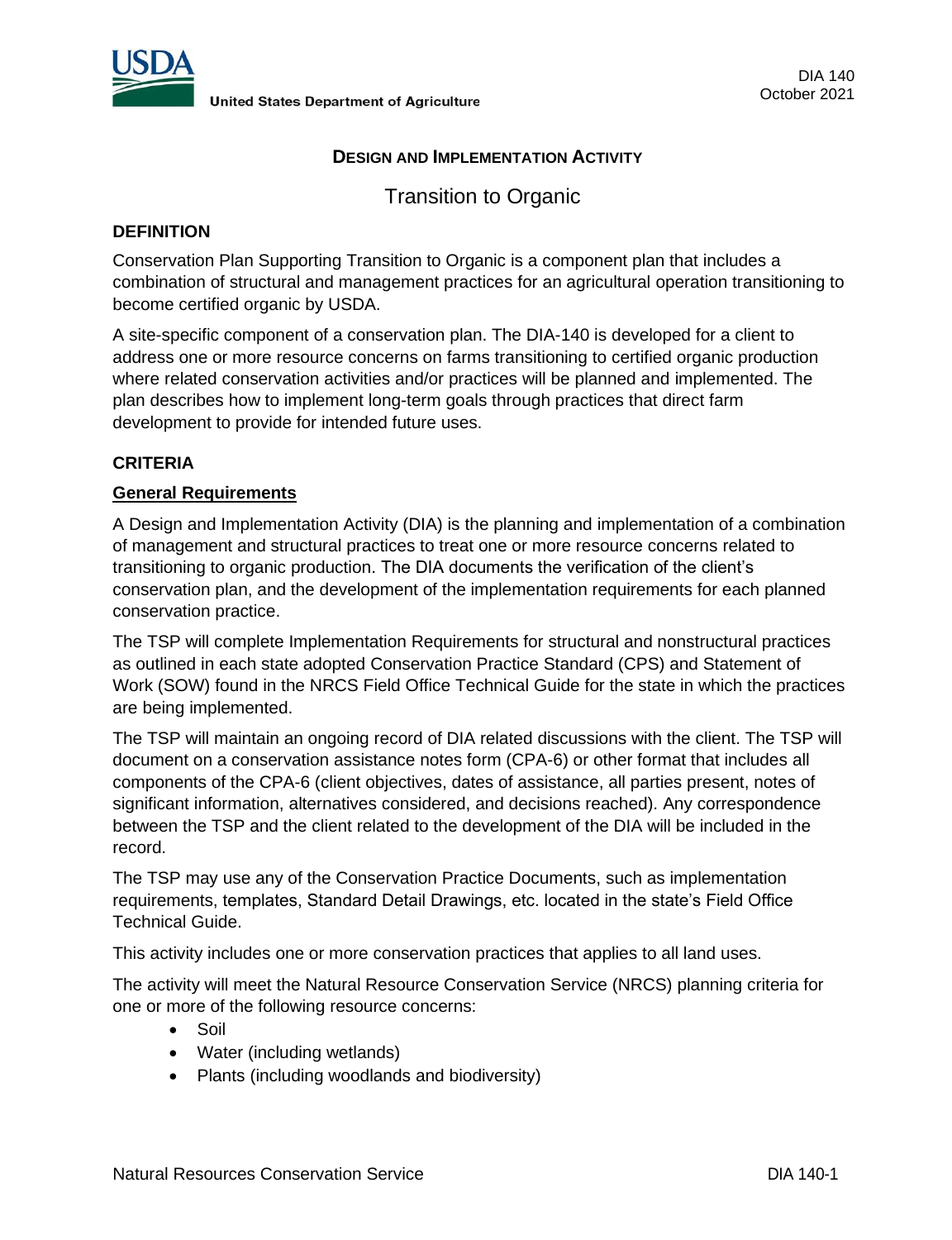United States Department of Agriculture

DIA 140
October 2021

## DESIGN AND IMPLEMENTATION ACTIVITY

# Transition to Organic

### DEFINITION

Conservation Plan Supporting Transition to Organic is a component plan that includes a combination of structural and management practices for an agricultural operation transitioning to become certified organic by USDA.

A site-specific component of a conservation plan. The DIA-140 is developed for a client to address one or more resource concerns on farms transitioning to certified organic production where related conservation activities and/or practices will be planned and implemented. The plan describes how to implement long-term goals through practices that direct farm development to provide for intended future uses.

### CRITERIA

#### General Requirements

A Design and Implementation Activity (DIA) is the planning and implementation of a combination of management and structural practices to treat one or more resource concerns related to transitioning to organic production. The DIA documents the verification of the client's conservation plan, and the development of the implementation requirements for each planned conservation practice.

The TSP will complete Implementation Requirements for structural and nonstructural practices as outlined in each state adopted Conservation Practice Standard (CPS) and Statement of Work (SOW) found in the NRCS Field Office Technical Guide for the state in which the practices are being implemented.

The TSP will maintain an ongoing record of DIA related discussions with the client. The TSP will document on a conservation assistance notes form (CPA-6) or other format that includes all components of the CPA-6 (client objectives, dates of assistance, all parties present, notes of significant information, alternatives considered, and decisions reached). Any correspondence between the TSP and the client related to the development of the DIA will be included in the record.

The TSP may use any of the Conservation Practice Documents, such as implementation requirements, templates, Standard Detail Drawings, etc. located in the state's Field Office Technical Guide.

This activity includes one or more conservation practices that applies to all land uses.

The activity will meet the Natural Resource Conservation Service (NRCS) planning criteria for one or more of the following resource concerns:

- Soil
- Water (including wetlands)
- Plants (including woodlands and biodiversity)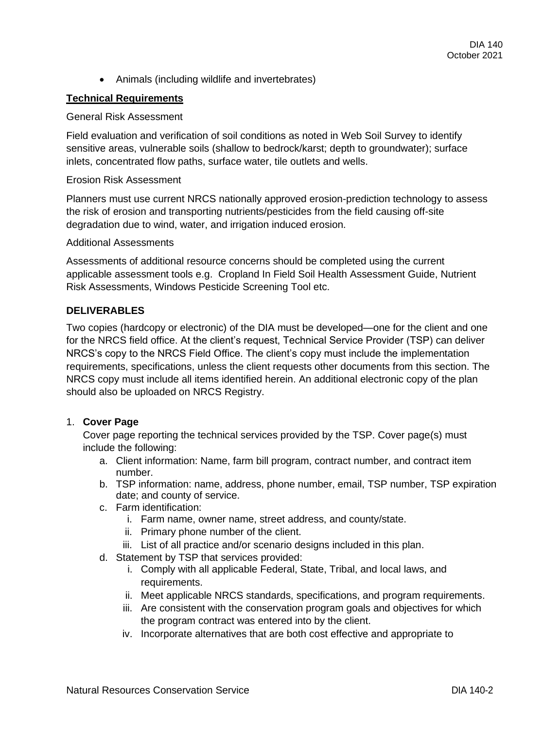- Animals (including wildlife and invertebrates)

**Technical Requirements**

General Risk Assessment

Field evaluation and verification of soil conditions as noted in Web Soil Survey to identify sensitive areas, vulnerable soils (shallow to bedrock/karst; depth to groundwater); surface inlets, concentrated flow paths, surface water, tile outlets and wells.

Erosion Risk Assessment

Planners must use current NRCS nationally approved erosion-prediction technology to assess the risk of erosion and transporting nutrients/pesticides from the field causing off-site degradation due to wind, water, and irrigation induced erosion.

Additional Assessments

Assessments of additional resource concerns should be completed using the current applicable assessment tools e.g. Cropland In Field Soil Health Assessment Guide, Nutrient Risk Assessments, Windows Pesticide Screening Tool etc.

## DELIVERABLES

Two copies (hardcopy or electronic) of the DIA must be developed—one for the client and one for the NRCS field office. At the client's request, Technical Service Provider (TSP) can deliver NRCS's copy to the NRCS Field Office. The client's copy must include the implementation requirements, specifications, unless the client requests other documents from this section. The NRCS copy must include all items identified herein. An additional electronic copy of the plan should also be uploaded on NRCS Registry.

1. **Cover Page**
   Cover page reporting the technical services provided by the TSP. Cover page(s) must include the following:
   a. Client information: Name, farm bill program, contract number, and contract item number.
   b. TSP information: name, address, phone number, email, TSP number, TSP expiration date; and county of service.
   c. Farm identification:
      i. Farm name, owner name, street address, and county/state.
      ii. Primary phone number of the client.
      iii. List of all practice and/or scenario designs included in this plan.
   d. Statement by TSP that services provided:
      i. Comply with all applicable Federal, State, Tribal, and local laws, and requirements.
      ii. Meet applicable NRCS standards, specifications, and program requirements.
      iii. Are consistent with the conservation program goals and objectives for which the program contract was entered into by the client.
      iv. Incorporate alternatives that are both cost effective and appropriate to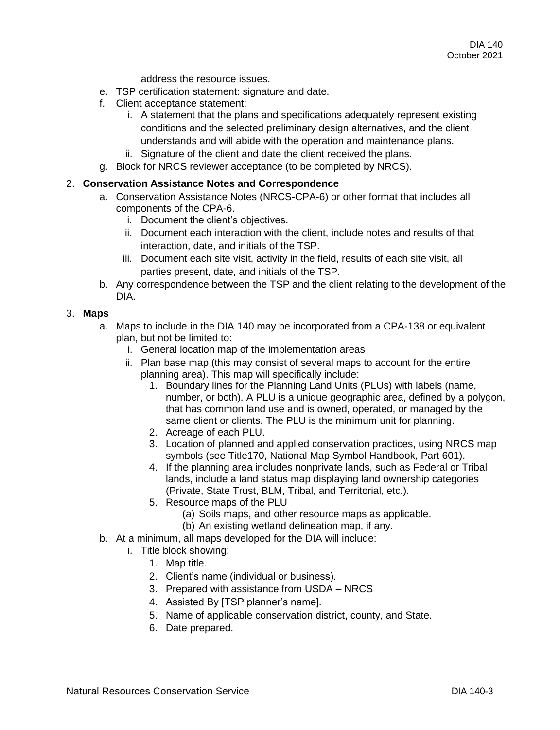address the resource issues.

e. TSP certification statement: signature and date.
f. Client acceptance statement:
    i. A statement that the plans and specifications adequately represent existing conditions and the selected preliminary design alternatives, and the client understands and will abide with the operation and maintenance plans.
    ii. Signature of the client and date the client received the plans.
g. Block for NRCS reviewer acceptance (to be completed by NRCS).

2. **Conservation Assistance Notes and Correspondence**
    a. Conservation Assistance Notes (NRCS-CPA-6) or other format that includes all components of the CPA-6.
        i. Document the client's objectives.
        ii. Document each interaction with the client, include notes and results of that interaction, date, and initials of the TSP.
        iii. Document each site visit, activity in the field, results of each site visit, all parties present, date, and initials of the TSP.
    b. Any correspondence between the TSP and the client relating to the development of the DIA.

3. **Maps**
    a. Maps to include in the DIA 140 may be incorporated from a CPA-138 or equivalent plan, but not be limited to:
        i. General location map of the implementation areas
        ii. Plan base map (this may consist of several maps to account for the entire planning area). This map will specifically include:
            1. Boundary lines for the Planning Land Units (PLUs) with labels (name, number, or both). A PLU is a unique geographic area, defined by a polygon, that has common land use and is owned, operated, or managed by the same client or clients. The PLU is the minimum unit for planning.
            2. Acreage of each PLU.
            3. Location of planned and applied conservation practices, using NRCS map symbols (see Title170, National Map Symbol Handbook, Part 601).
            4. If the planning area includes nonprivate lands, such as Federal or Tribal lands, include a land status map displaying land ownership categories (Private, State Trust, BLM, Tribal, and Territorial, etc.).
            5. Resource maps of the PLU
                (a) Soils maps, and other resource maps as applicable.
                (b) An existing wetland delineation map, if any.
    b. At a minimum, all maps developed for the DIA will include:
        i. Title block showing:
            1. Map title.
            2. Client's name (individual or business).
            3. Prepared with assistance from USDA – NRCS
            4. Assisted By [TSP planner's name].
            5. Name of applicable conservation district, county, and State.
            6. Date prepared.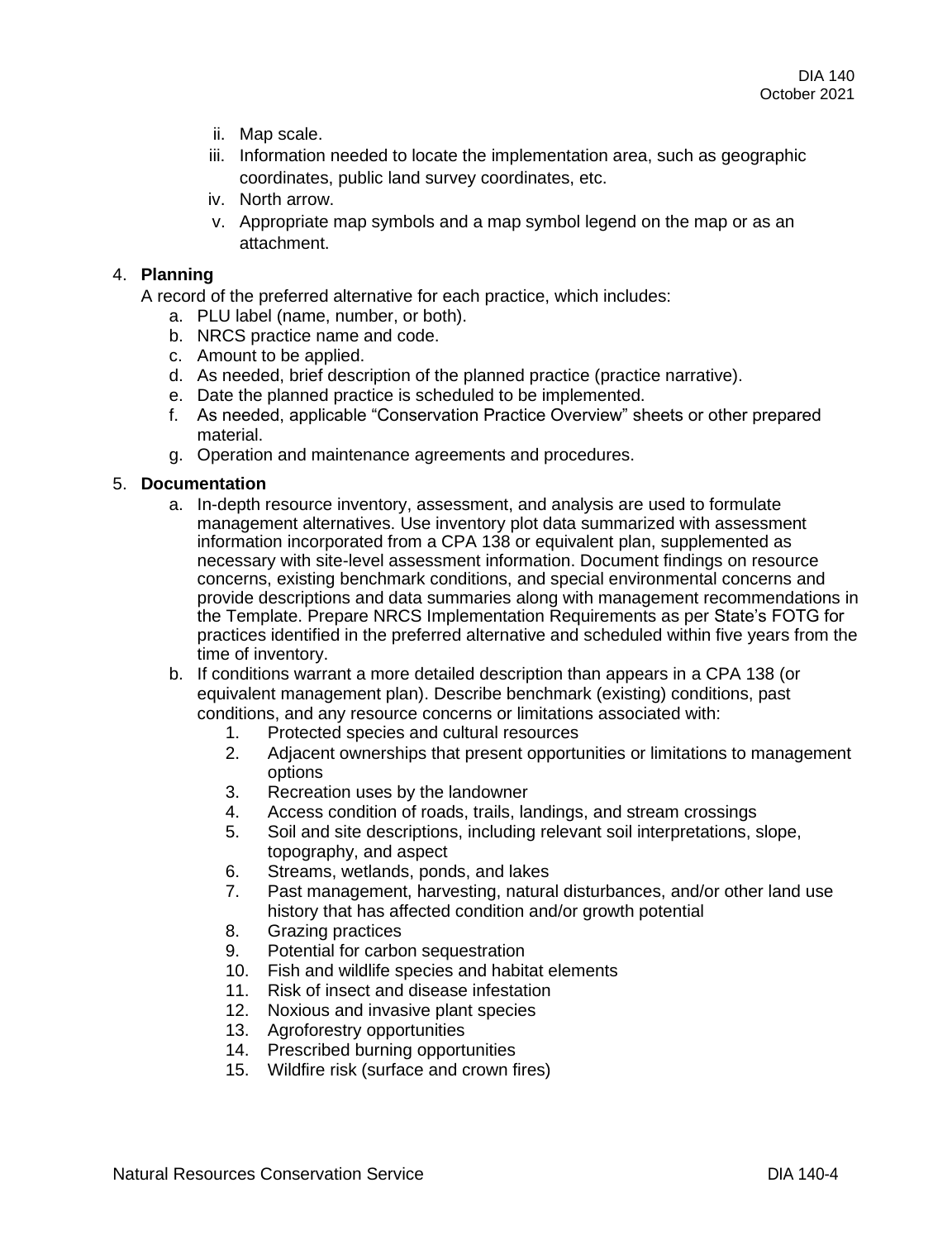ii. Map scale.
   iii. Information needed to locate the implementation area, such as geographic coordinates, public land survey coordinates, etc.
   iv. North arrow.
   v. Appropriate map symbols and a map symbol legend on the map or as an attachment.

4. **Planning**

   A record of the preferred alternative for each practice, which includes:

   a. PLU label (name, number, or both).
   b. NRCS practice name and code.
   c. Amount to be applied.
   d. As needed, brief description of the planned practice (practice narrative).
   e. Date the planned practice is scheduled to be implemented.
   f. As needed, applicable "Conservation Practice Overview" sheets or other prepared material.
   g. Operation and maintenance agreements and procedures.

5. **Documentation**

   a. In-depth resource inventory, assessment, and analysis are used to formulate management alternatives. Use inventory plot data summarized with assessment information incorporated from a CPA 138 or equivalent plan, supplemented as necessary with site-level assessment information. Document findings on resource concerns, existing benchmark conditions, and special environmental concerns and provide descriptions and data summaries along with management recommendations in the Template. Prepare NRCS Implementation Requirements as per State's FOTG for practices identified in the preferred alternative and scheduled within five years from the time of inventory.
   b. If conditions warrant a more detailed description than appears in a CPA 138 (or equivalent management plan). Describe benchmark (existing) conditions, past conditions, and any resource concerns or limitations associated with:
      1. Protected species and cultural resources
      2. Adjacent ownerships that present opportunities or limitations to management options
      3. Recreation uses by the landowner
      4. Access condition of roads, trails, landings, and stream crossings
      5. Soil and site descriptions, including relevant soil interpretations, slope, topography, and aspect
      6. Streams, wetlands, ponds, and lakes
      7. Past management, harvesting, natural disturbances, and/or other land use history that has affected condition and/or growth potential
      8. Grazing practices
      9. Potential for carbon sequestration
      10. Fish and wildlife species and habitat elements
      11. Risk of insect and disease infestation
      12. Noxious and invasive plant species
      13. Agroforestry opportunities
      14. Prescribed burning opportunities
      15. Wildfire risk (surface and crown fires)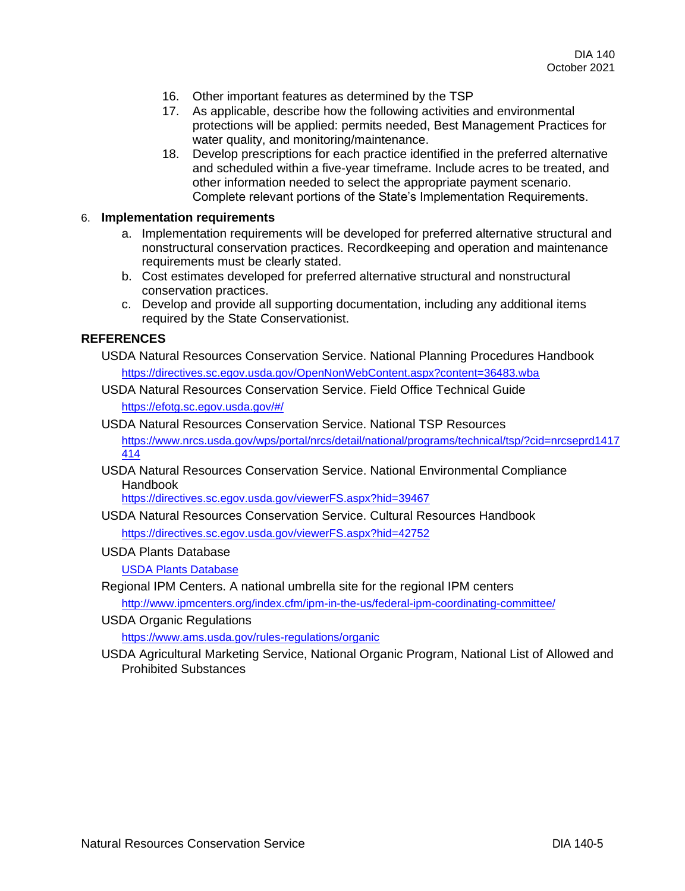16. Other important features as determined by the TSP
17. As applicable, describe how the following activities and environmental protections will be applied: permits needed, Best Management Practices for water quality, and monitoring/maintenance.
18. Develop prescriptions for each practice identified in the preferred alternative and scheduled within a five-year timeframe. Include acres to be treated, and other information needed to select the appropriate payment scenario. Complete relevant portions of the State's Implementation Requirements.

6. **Implementation requirements**
   a. Implementation requirements will be developed for preferred alternative structural and nonstructural conservation practices. Recordkeeping and operation and maintenance requirements must be clearly stated.
   b. Cost estimates developed for preferred alternative structural and nonstructural conservation practices.
   c. Develop and provide all supporting documentation, including any additional items required by the State Conservationist.

## REFERENCES

USDA Natural Resources Conservation Service. National Planning Procedures Handbook
https://directives.sc.egov.usda.gov/OpenNonWebContent.aspx?content=36483.wba

USDA Natural Resources Conservation Service. Field Office Technical Guide
https://efotg.sc.egov.usda.gov/#/

USDA Natural Resources Conservation Service. National TSP Resources
https://www.nrcs.usda.gov/wps/portal/nrcs/detail/national/programs/technical/tsp/?cid=nrcseprd1417414

USDA Natural Resources Conservation Service. National Environmental Compliance Handbook
https://directives.sc.egov.usda.gov/viewerFS.aspx?hid=39467

USDA Natural Resources Conservation Service. Cultural Resources Handbook
https://directives.sc.egov.usda.gov/viewerFS.aspx?hid=42752

USDA Plants Database
USDA Plants Database

Regional IPM Centers. A national umbrella site for the regional IPM centers
http://www.ipmcenters.org/index.cfm/ipm-in-the-us/federal-ipm-coordinating-committee/

USDA Organic Regulations
https://www.ams.usda.gov/rules-regulations/organic

USDA Agricultural Marketing Service, National Organic Program, National List of Allowed and Prohibited Substances